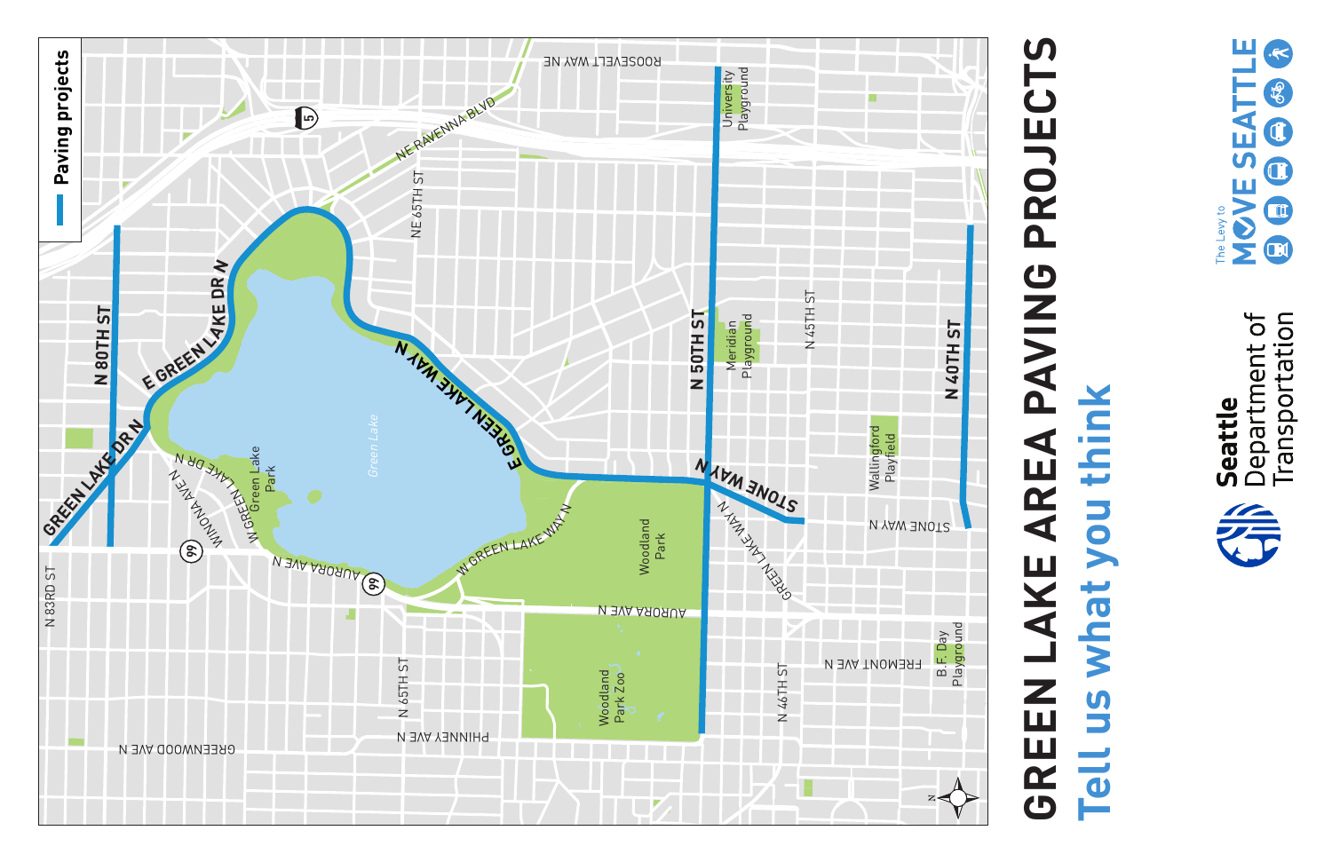# GREEN LAKE AREA PAVING PROJECTS

## Tell us what you think

**Paving projects**

GREEN LAKE DR N

N 80TH ST

E GREEN LAKE DR N

E GREEN LAKE WAY N

N 50TH ST

STONE WAY N

N 40TH ST

NE RAVENNA BLVD

ROOSEVELT WAY NE

NE 65TH ST

University Playground

Meridian Playground

N 45TH ST

Wallingford Playfield

STONE WAY N

B.F. Day Playground

FREMONT AVE N

N 46TH ST

GREEN LAKE WAY N

Woodland Park

AURORA AVE N

Woodland Park Zoo

PHINNEY AVE N

N 65TH ST

W GREEN LAKE WAY N

Green Lake

Green Lake Park

W GREEN LAKE DR N

WINONA AVE N

N 83RD ST

GREENWOOD AVE N

The Levy to MOVE SEATTLE

Seattle Department of Transportation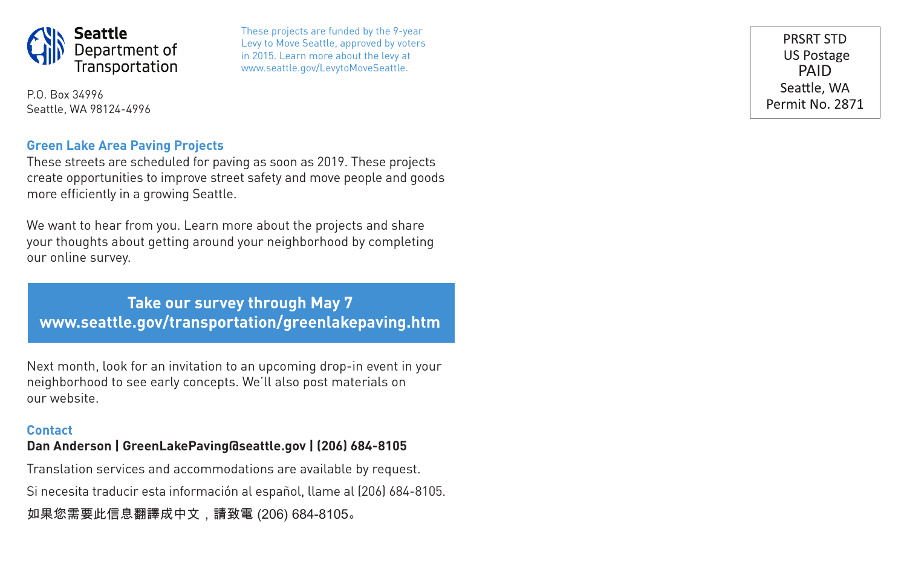**Seattle**
Department of
Transportation

These projects are funded by the 9-year Levy to Move Seattle, approved by voters in 2015. Learn more about the levy at www.seattle.gov/LevytoMoveSeattle.

PRSRT STD
US Postage
PAID
Seattle, WA
Permit No. 2871

P.O. Box 34996
Seattle, WA 98124-4996

## Green Lake Area Paving Projects

These streets are scheduled for paving as soon as 2019. These projects create opportunities to improve street safety and move people and goods more efficiently in a growing Seattle.

We want to hear from you. Learn more about the projects and share your thoughts about getting around your neighborhood by completing our online survey.

**Take our survey through May 7**
**www.seattle.gov/transportation/greenlakepaving.htm**

Next month, look for an invitation to an upcoming drop-in event in your neighborhood to see early concepts. We'll also post materials on our website.

## Contact

**Dan Anderson | GreenLakePaving@seattle.gov | (206) 684-8105**

Translation services and accommodations are available by request.

Si necesita traducir esta información al español, llame al (206) 684-8105.

如果您需要此信息翻譯成中文，請致電 (206) 684-8105。